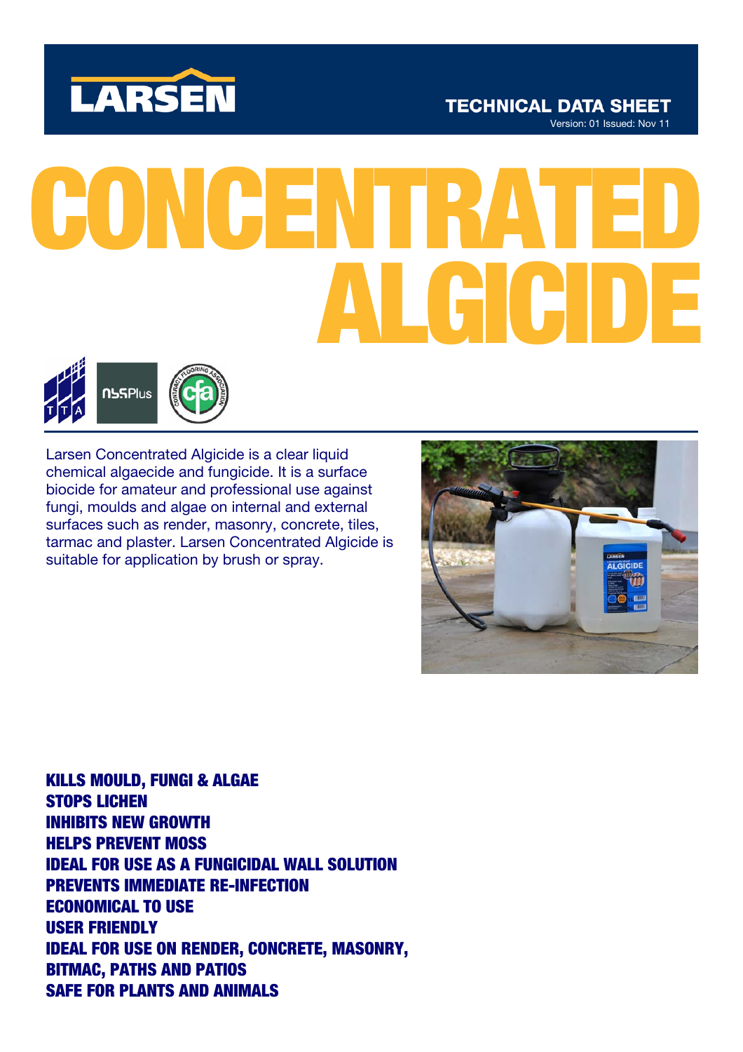LARSEN

TECHNICAL DATA SHEET

Version: 01 Issued: Nov 11

# CONCENTRATED ALGICIDE

Larsen Concentrated Algicide is a clear liquid chemical algaecide and fungicide. It is a surface biocide for amateur and professional use against fungi, moulds and algae on internal and external surfaces such as render, masonry, concrete, tiles, tarmac and plaster. Larsen Concentrated Algicide is suitable for application by brush or spray.

**KILLS MOULD, FUNGI & ALGAE**
**STOPS LICHEN**
**INHIBITS NEW GROWTH**
**HELPS PREVENT MOSS**
**IDEAL FOR USE AS A FUNGICIDAL WALL SOLUTION**
**PREVENTS IMMEDIATE RE-INFECTION**
**ECONOMICAL TO USE**
**USER FRIENDLY**
**IDEAL FOR USE ON RENDER, CONCRETE, MASONRY, BITMAC, PATHS AND PATIOS**
**SAFE FOR PLANTS AND ANIMALS**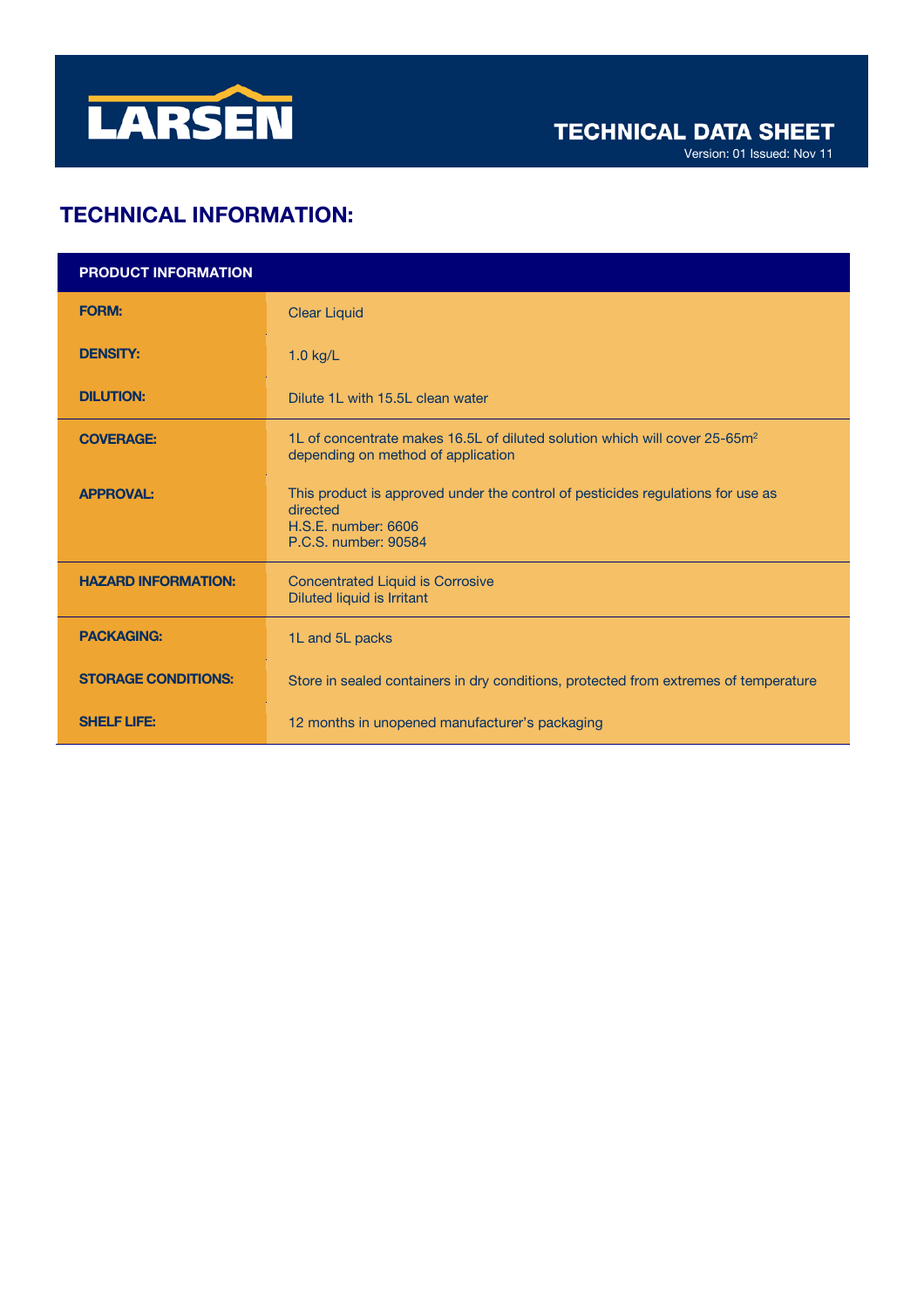LARSEN

TECHNICAL DATA SHEET

Version: 01 Issued: Nov 11

## TECHNICAL INFORMATION:

| PRODUCT INFORMATION | |
|---|---|
| **FORM:** | Clear Liquid |
| **DENSITY:** | 1.0 kg/L |
| **DILUTION:** | Dilute 1L with 15.5L clean water |
| **COVERAGE:** | 1L of concentrate makes 16.5L of diluted solution which will cover 25-65m² depending on method of application |
| **APPROVAL:** | This product is approved under the control of pesticides regulations for use as directed<br>H.S.E. number: 6606<br>P.C.S. number: 90584 |
| **HAZARD INFORMATION:** | Concentrated Liquid is Corrosive<br>Diluted liquid is Irritant |
| **PACKAGING:** | 1L and 5L packs |
| **STORAGE CONDITIONS:** | Store in sealed containers in dry conditions, protected from extremes of temperature |
| **SHELF LIFE:** | 12 months in unopened manufacturer's packaging |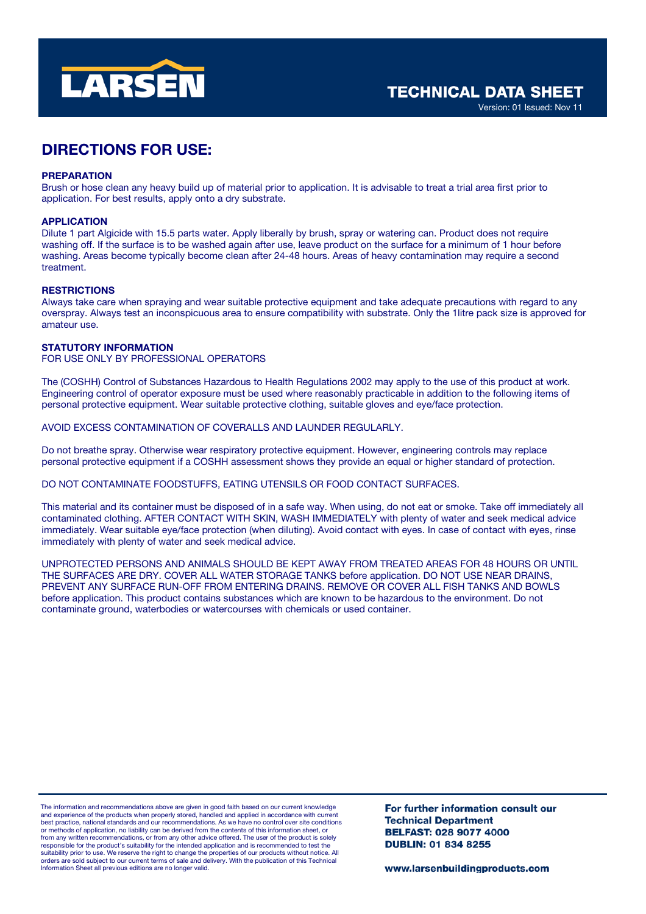# DIRECTIONS FOR USE:

### PREPARATION

Brush or hose clean any heavy build up of material prior to application. It is advisable to treat a trial area first prior to application. For best results, apply onto a dry substrate.

### APPLICATION

Dilute 1 part Algicide with 15.5 parts water. Apply liberally by brush, spray or watering can. Product does not require washing off. If the surface is to be washed again after use, leave product on the surface for a minimum of 1 hour before washing. Areas become typically become clean after 24-48 hours. Areas of heavy contamination may require a second treatment.

### RESTRICTIONS

Always take care when spraying and wear suitable protective equipment and take adequate precautions with regard to any overspray. Always test an inconspicuous area to ensure compatibility with substrate. Only the 1litre pack size is approved for amateur use.

### STATUTORY INFORMATION

FOR USE ONLY BY PROFESSIONAL OPERATORS

The (COSHH) Control of Substances Hazardous to Health Regulations 2002 may apply to the use of this product at work. Engineering control of operator exposure must be used where reasonably practicable in addition to the following items of personal protective equipment. Wear suitable protective clothing, suitable gloves and eye/face protection.

AVOID EXCESS CONTAMINATION OF COVERALLS AND LAUNDER REGULARLY.

Do not breathe spray. Otherwise wear respiratory protective equipment. However, engineering controls may replace personal protective equipment if a COSHH assessment shows they provide an equal or higher standard of protection.

DO NOT CONTAMINATE FOODSTUFFS, EATING UTENSILS OR FOOD CONTACT SURFACES.

This material and its container must be disposed of in a safe way. When using, do not eat or smoke. Take off immediately all contaminated clothing. AFTER CONTACT WITH SKIN, WASH IMMEDIATELY with plenty of water and seek medical advice immediately. Wear suitable eye/face protection (when diluting). Avoid contact with eyes. In case of contact with eyes, rinse immediately with plenty of water and seek medical advice.

UNPROTECTED PERSONS AND ANIMALS SHOULD BE KEPT AWAY FROM TREATED AREAS FOR 48 HOURS OR UNTIL THE SURFACES ARE DRY. COVER ALL WATER STORAGE TANKS before application. DO NOT USE NEAR DRAINS, PREVENT ANY SURFACE RUN-OFF FROM ENTERING DRAINS. REMOVE OR COVER ALL FISH TANKS AND BOWLS before application. This product contains substances which are known to be hazardous to the environment. Do not contaminate ground, waterbodies or watercourses with chemicals or used container.

The information and recommendations above are given in good faith based on our current knowledge and experience of the products when properly stored, handled and applied in accordance with current best practice, national standards and our recommendations. As we have no control over site conditions or methods of application, no liability can be derived from the contents of this information sheet, or from any written recommendations, or from any other advice offered. The user of the product is solely responsible for the product's suitability for the intended application and is recommended to test the suitability prior to use. We reserve the right to change the properties of our products without notice. All orders are sold subject to our current terms of sale and delivery. With the publication of this Technical Information Sheet all previous editions are no longer valid.

**For further information consult our Technical Department**
**BELFAST: 028 9077 4000**
**DUBLIN: 01 834 8255**

**www.larsenbuildingproducts.com**